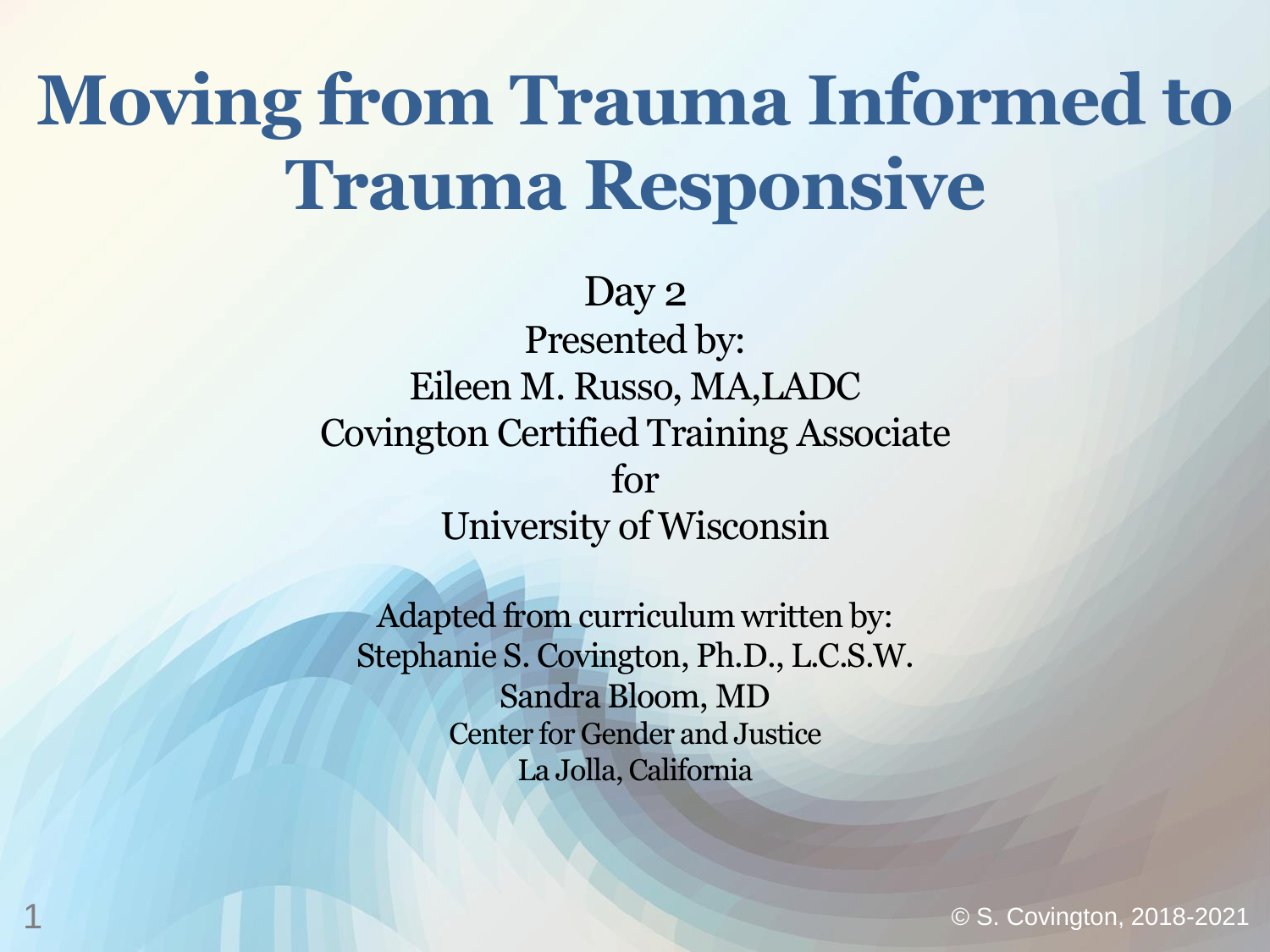# Moving from Trauma Informed to Trauma Responsive

Day 2

Presented by:

Eileen M. Russo, MA,LADC

Covington Certified Training Associate

for

University of Wisconsin

Adapted from curriculum written by:

Stephanie S. Covington, Ph.D., L.C.S.W.

Sandra Bloom, MD

Center for Gender and Justice

La Jolla, California

© S. Covington, 2018-2021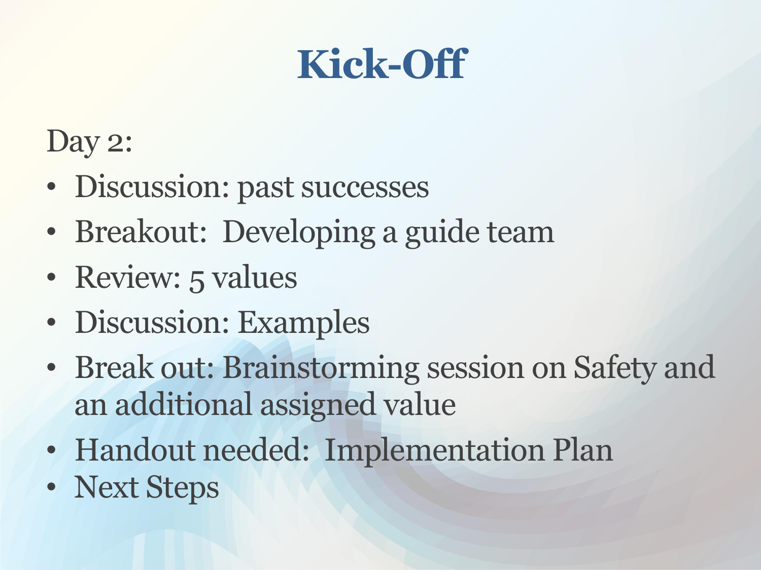# Kick-Off

Day 2:

- Discussion: past successes
- Breakout:  Developing a guide team
- Review: 5 values
- Discussion: Examples
- Break out: Brainstorming session on Safety and an additional assigned value
- Handout needed:  Implementation Plan
- Next Steps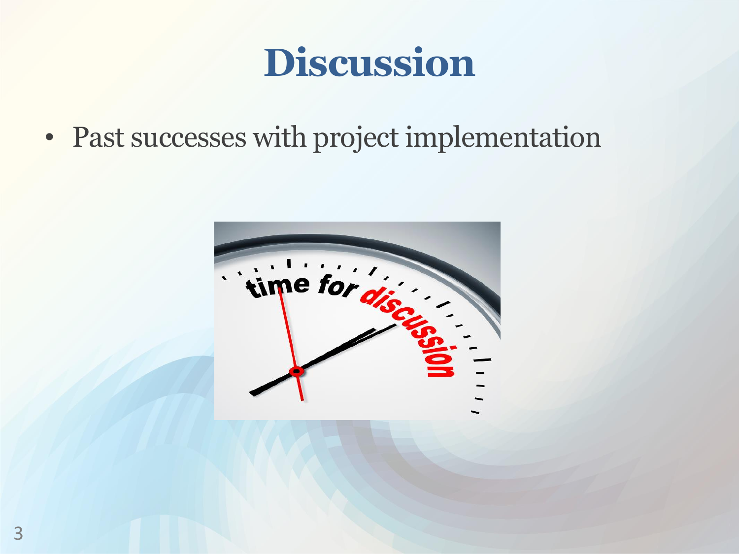# Discussion

- Past successes with project implementation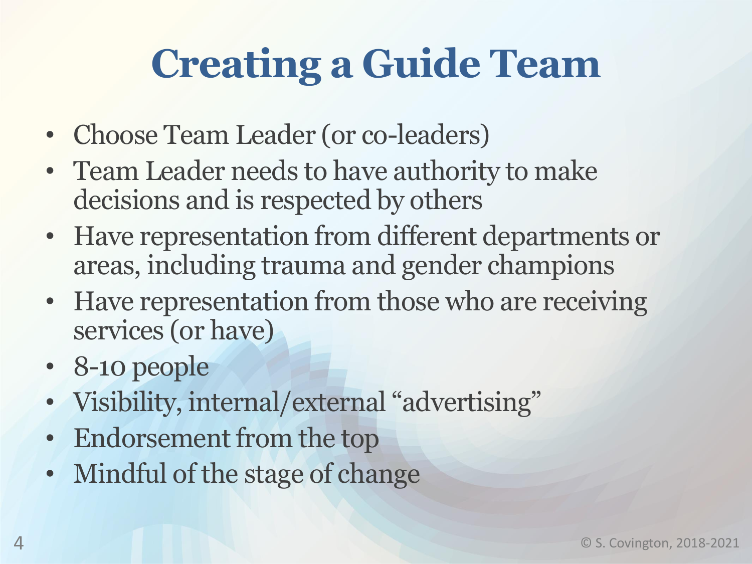# Creating a Guide Team

- Choose Team Leader (or co-leaders)
- Team Leader needs to have authority to make decisions and is respected by others
- Have representation from different departments or areas, including trauma and gender champions
- Have representation from those who are receiving services (or have)
- 8-10 people
- Visibility, internal/external "advertising"
- Endorsement from the top
- Mindful of the stage of change

© S. Covington, 2018-2021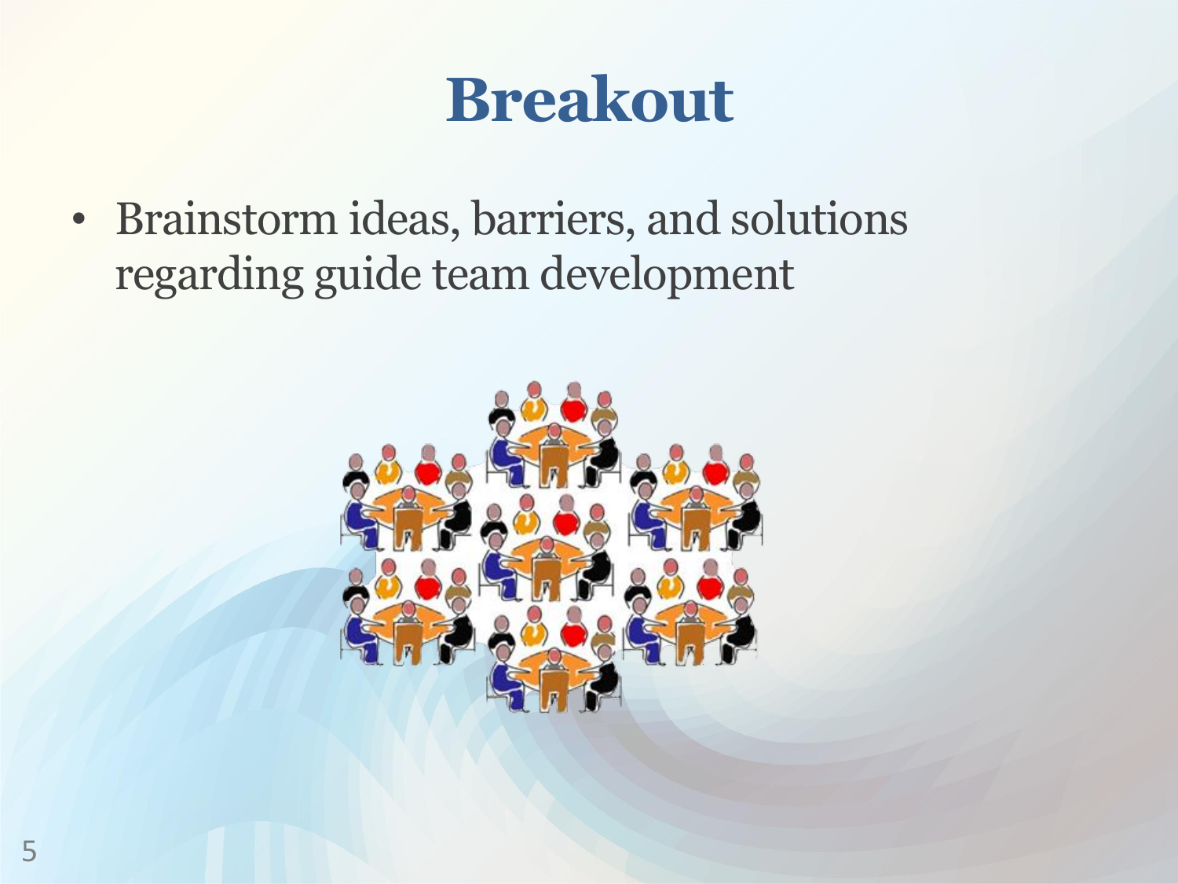# Breakout

- Brainstorm ideas, barriers, and solutions regarding guide team development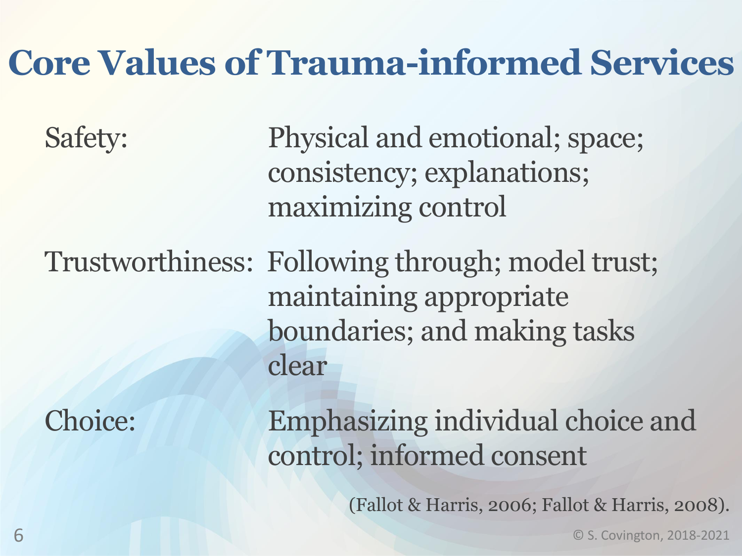# Core Values of Trauma-informed Services

| | |
|---|---|
| Safety: | Physical and emotional; space; consistency; explanations; maximizing control |
| Trustworthiness: | Following through; model trust; maintaining appropriate boundaries; and making tasks clear |
| Choice: | Emphasizing individual choice and control; informed consent |

(Fallot & Harris, 2006; Fallot & Harris, 2008).

© S. Covington, 2018-2021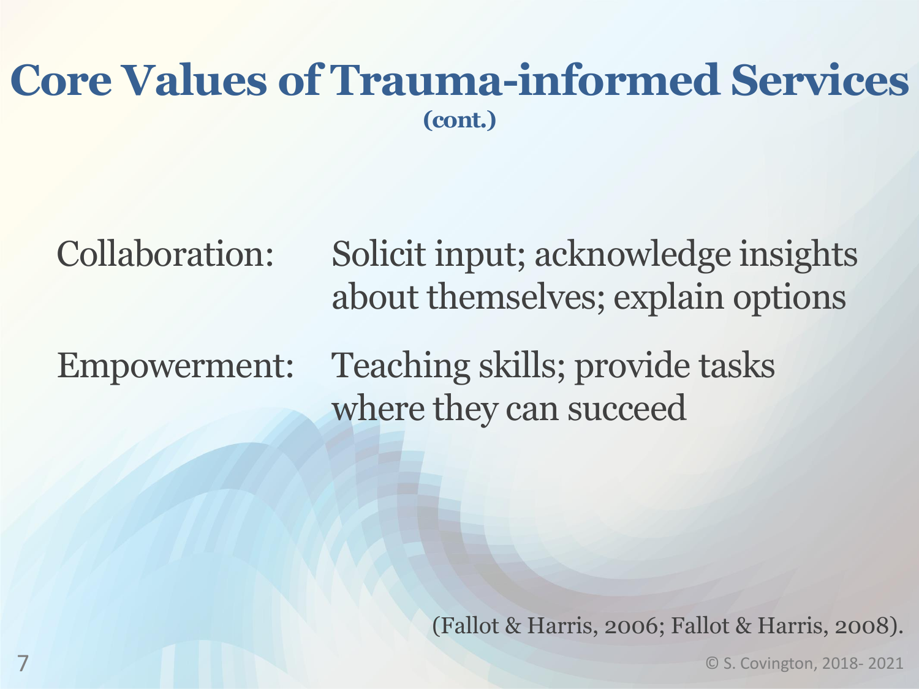# Core Values of Trauma-informed Services

**(cont.)**

| | |
|---|---|
| Collaboration: | Solicit input; acknowledge insights about themselves; explain options |
| Empowerment: | Teaching skills; provide tasks where they can succeed |

(Fallot & Harris, 2006; Fallot & Harris, 2008).

© S. Covington, 2018- 2021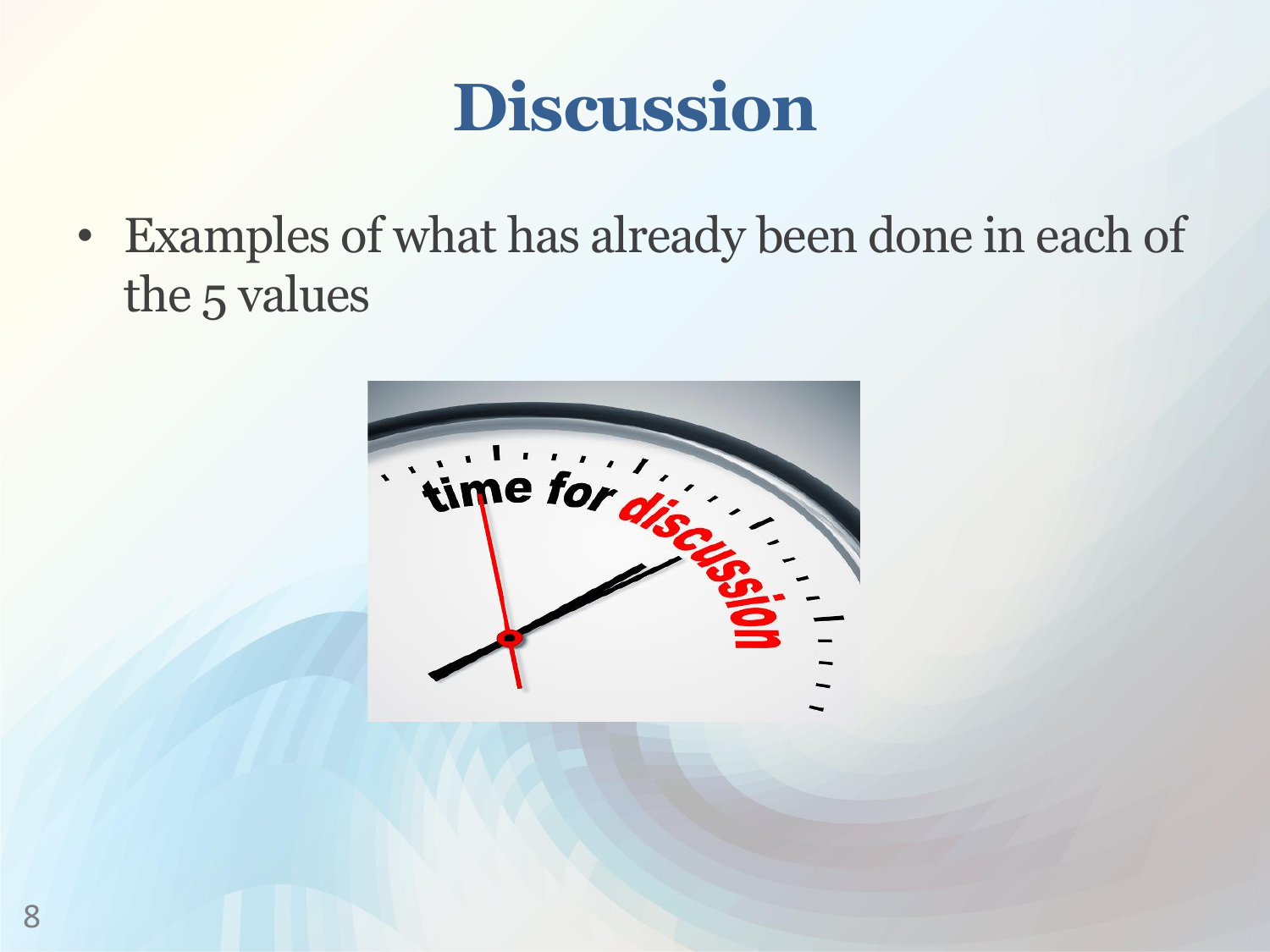# Discussion

- Examples of what has already been done in each of the 5 values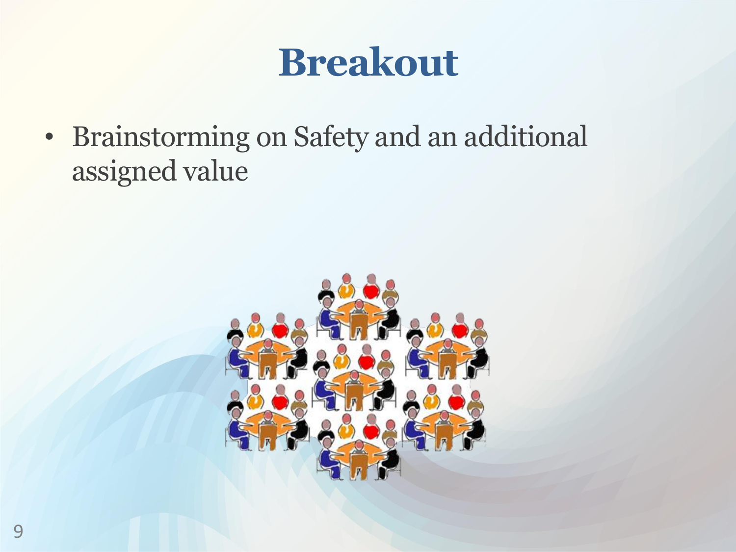# Breakout

- Brainstorming on Safety and an additional assigned value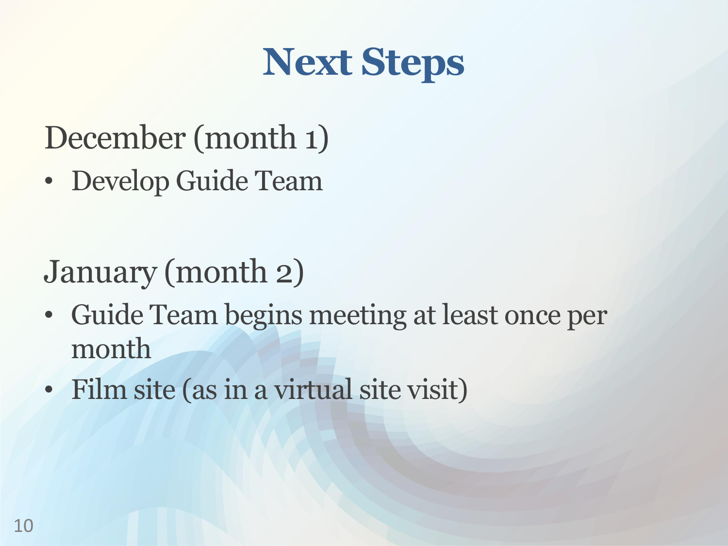# Next Steps

December (month 1)

- Develop Guide Team

January (month 2)

- Guide Team begins meeting at least once per month
- Film site (as in a virtual site visit)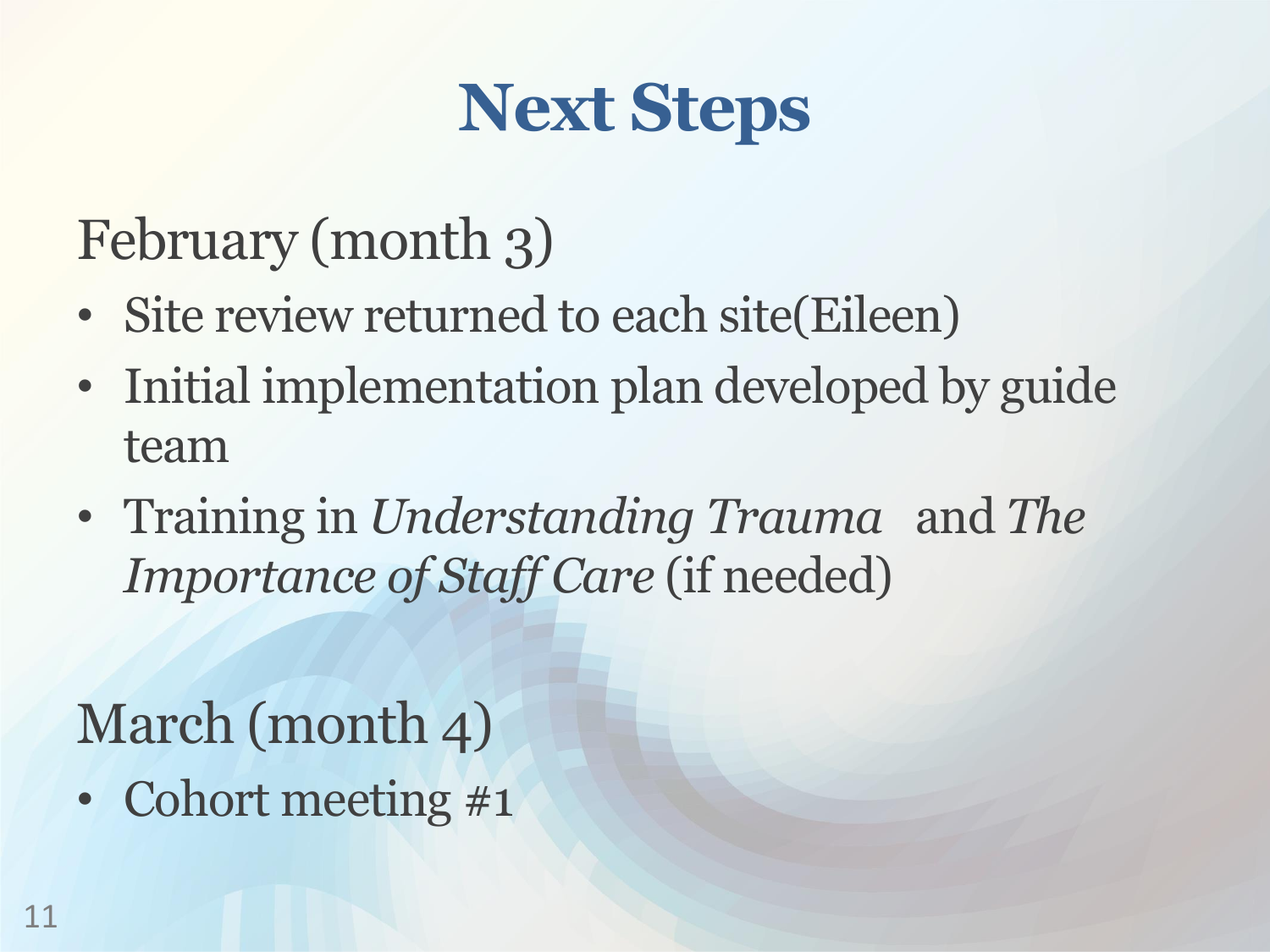# Next Steps

February (month 3)

- Site review returned to each site(Eileen)
- Initial implementation plan developed by guide team
- Training in *Understanding Trauma* and *The Importance of Staff Care* (if needed)

March (month 4)

- Cohort meeting #1